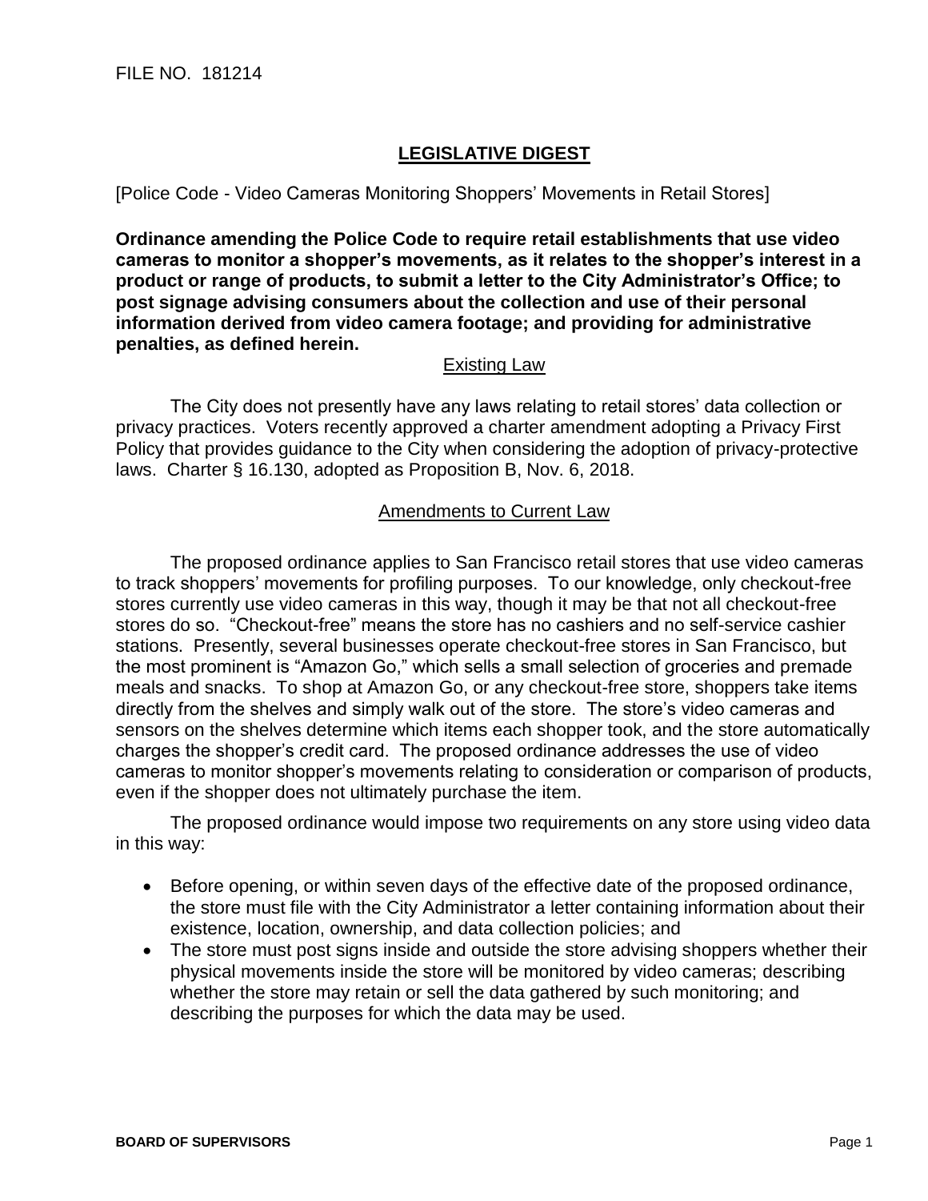FILE NO. 181214

## LEGISLATIVE DIGEST

[Police Code - Video Cameras Monitoring Shoppers' Movements in Retail Stores]

**Ordinance amending the Police Code to require retail establishments that use video cameras to monitor a shopper's movements, as it relates to the shopper's interest in a product or range of products, to submit a letter to the City Administrator's Office; to post signage advising consumers about the collection and use of their personal information derived from video camera footage; and providing for administrative penalties, as defined herein.**

### Existing Law

The City does not presently have any laws relating to retail stores' data collection or privacy practices. Voters recently approved a charter amendment adopting a Privacy First Policy that provides guidance to the City when considering the adoption of privacy-protective laws. Charter § 16.130, adopted as Proposition B, Nov. 6, 2018.

### Amendments to Current Law

The proposed ordinance applies to San Francisco retail stores that use video cameras to track shoppers' movements for profiling purposes. To our knowledge, only checkout-free stores currently use video cameras in this way, though it may be that not all checkout-free stores do so. "Checkout-free" means the store has no cashiers and no self-service cashier stations. Presently, several businesses operate checkout-free stores in San Francisco, but the most prominent is "Amazon Go," which sells a small selection of groceries and premade meals and snacks. To shop at Amazon Go, or any checkout-free store, shoppers take items directly from the shelves and simply walk out of the store. The store's video cameras and sensors on the shelves determine which items each shopper took, and the store automatically charges the shopper's credit card. The proposed ordinance addresses the use of video cameras to monitor shopper's movements relating to consideration or comparison of products, even if the shopper does not ultimately purchase the item.

The proposed ordinance would impose two requirements on any store using video data in this way:

- Before opening, or within seven days of the effective date of the proposed ordinance, the store must file with the City Administrator a letter containing information about their existence, location, ownership, and data collection policies; and
- The store must post signs inside and outside the store advising shoppers whether their physical movements inside the store will be monitored by video cameras; describing whether the store may retain or sell the data gathered by such monitoring; and describing the purposes for which the data may be used.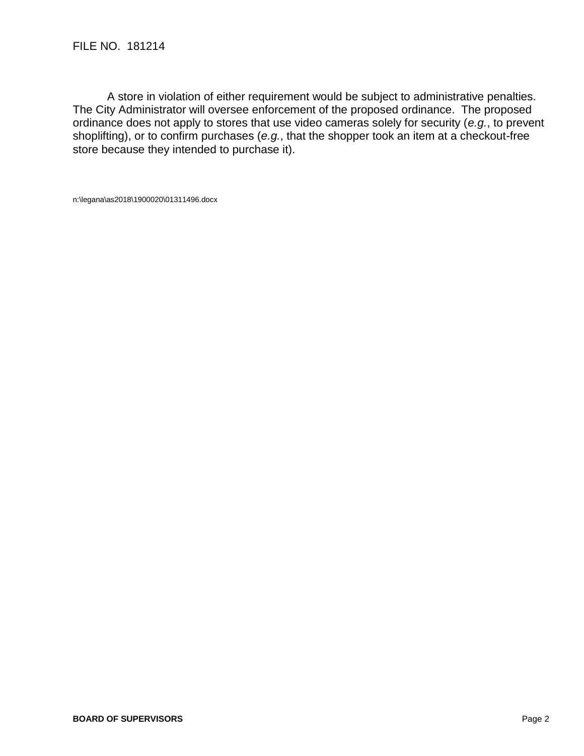A store in violation of either requirement would be subject to administrative penalties. The City Administrator will oversee enforcement of the proposed ordinance. The proposed ordinance does not apply to stores that use video cameras solely for security (*e.g.*, to prevent shoplifting), or to confirm purchases (*e.g.*, that the shopper took an item at a checkout-free store because they intended to purchase it).

n:\legana\as2018\1900020\01311496.docx